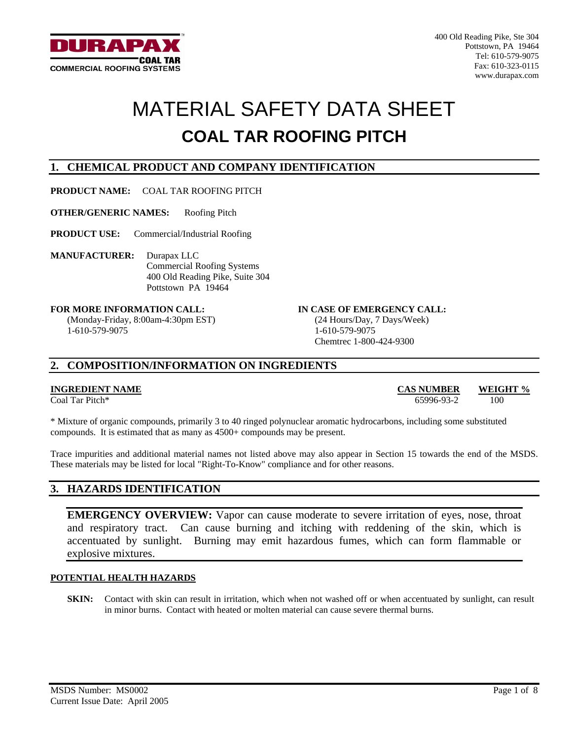**DURAPAX**™
**COAL TAR**
**COMMERCIAL ROOFING SYSTEMS**

400 Old Reading Pike, Ste 304
Pottstown, PA 19464
Tel: 610-579-9075
Fax: 610-323-0115
www.durapax.com

# MATERIAL SAFETY DATA SHEET

# COAL TAR ROOFING PITCH

## 1. CHEMICAL PRODUCT AND COMPANY IDENTIFICATION

**PRODUCT NAME:** COAL TAR ROOFING PITCH

**OTHER/GENERIC NAMES:** Roofing Pitch

**PRODUCT USE:** Commercial/Industrial Roofing

**MANUFACTURER:** Durapax LLC
Commercial Roofing Systems
400 Old Reading Pike, Suite 304
Pottstown PA 19464

**FOR MORE INFORMATION CALL:**
(Monday-Friday, 8:00am-4:30pm EST)
1-610-579-9075

**IN CASE OF EMERGENCY CALL:**
(24 Hours/Day, 7 Days/Week)
1-610-579-9075
Chemtrec 1-800-424-9300

## 2. COMPOSITION/INFORMATION ON INGREDIENTS

| INGREDIENT NAME | CAS NUMBER | WEIGHT % |
|---|---|---|
| Coal Tar Pitch* | 65996-93-2 | 100 |

* Mixture of organic compounds, primarily 3 to 40 ringed polynuclear aromatic hydrocarbons, including some substituted compounds. It is estimated that as many as 4500+ compounds may be present.

Trace impurities and additional material names not listed above may also appear in Section 15 towards the end of the MSDS. These materials may be listed for local "Right-To-Know" compliance and for other reasons.

## 3. HAZARDS IDENTIFICATION

**EMERGENCY OVERVIEW:** Vapor can cause moderate to severe irritation of eyes, nose, throat and respiratory tract. Can cause burning and itching with reddening of the skin, which is accentuated by sunlight. Burning may emit hazardous fumes, which can form flammable or explosive mixtures.

### POTENTIAL HEALTH HAZARDS

**SKIN:** Contact with skin can result in irritation, which when not washed off or when accentuated by sunlight, can result in minor burns. Contact with heated or molten material can cause severe thermal burns.

MSDS Number: MS0002
Current Issue Date: April 2005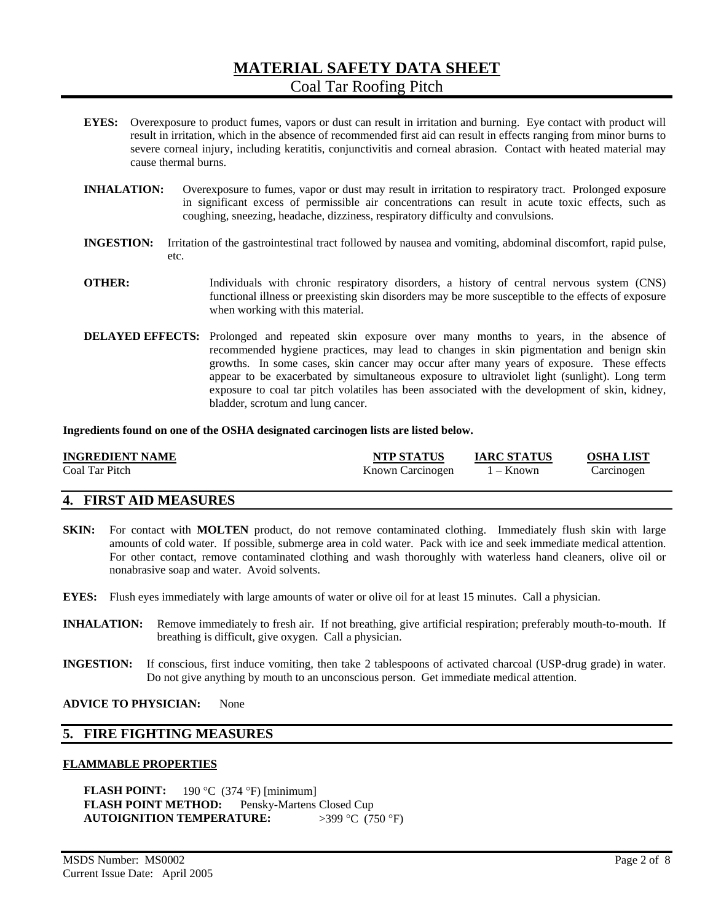**EYES:** Overexposure to product fumes, vapors or dust can result in irritation and burning. Eye contact with product will result in irritation, which in the absence of recommended first aid can result in effects ranging from minor burns to severe corneal injury, including keratitis, conjunctivitis and corneal abrasion. Contact with heated material may cause thermal burns.

**INHALATION:** Overexposure to fumes, vapor or dust may result in irritation to respiratory tract. Prolonged exposure in significant excess of permissible air concentrations can result in acute toxic effects, such as coughing, sneezing, headache, dizziness, respiratory difficulty and convulsions.

**INGESTION:** Irritation of the gastrointestinal tract followed by nausea and vomiting, abdominal discomfort, rapid pulse, etc.

**OTHER:** Individuals with chronic respiratory disorders, a history of central nervous system (CNS) functional illness or preexisting skin disorders may be more susceptible to the effects of exposure when working with this material.

**DELAYED EFFECTS:** Prolonged and repeated skin exposure over many months to years, in the absence of recommended hygiene practices, may lead to changes in skin pigmentation and benign skin growths. In some cases, skin cancer may occur after many years of exposure. These effects appear to be exacerbated by simultaneous exposure to ultraviolet light (sunlight). Long term exposure to coal tar pitch volatiles has been associated with the development of skin, kidney, bladder, scrotum and lung cancer.

**Ingredients found on one of the OSHA designated carcinogen lists are listed below.**

| INGREDIENT NAME | NTP STATUS | IARC STATUS | OSHA LIST |
|---|---|---|---|
| Coal Tar Pitch | Known Carcinogen | 1 – Known | Carcinogen |

## 4. FIRST AID MEASURES

**SKIN:** For contact with **MOLTEN** product, do not remove contaminated clothing. Immediately flush skin with large amounts of cold water. If possible, submerge area in cold water. Pack with ice and seek immediate medical attention. For other contact, remove contaminated clothing and wash thoroughly with waterless hand cleaners, olive oil or nonabrasive soap and water. Avoid solvents.

**EYES:** Flush eyes immediately with large amounts of water or olive oil for at least 15 minutes. Call a physician.

**INHALATION:** Remove immediately to fresh air. If not breathing, give artificial respiration; preferably mouth-to-mouth. If breathing is difficult, give oxygen. Call a physician.

**INGESTION:** If conscious, first induce vomiting, then take 2 tablespoons of activated charcoal (USP-drug grade) in water. Do not give anything by mouth to an unconscious person. Get immediate medical attention.

**ADVICE TO PHYSICIAN:** None

## 5. FIRE FIGHTING MEASURES

### FLAMMABLE PROPERTIES

**FLASH POINT:** 190 °C (374 °F) [minimum]
**FLASH POINT METHOD:** Pensky-Martens Closed Cup
**AUTOIGNITION TEMPERATURE:** >399 °C (750 °F)

MSDS Number: MS0002
Current Issue Date: April 2005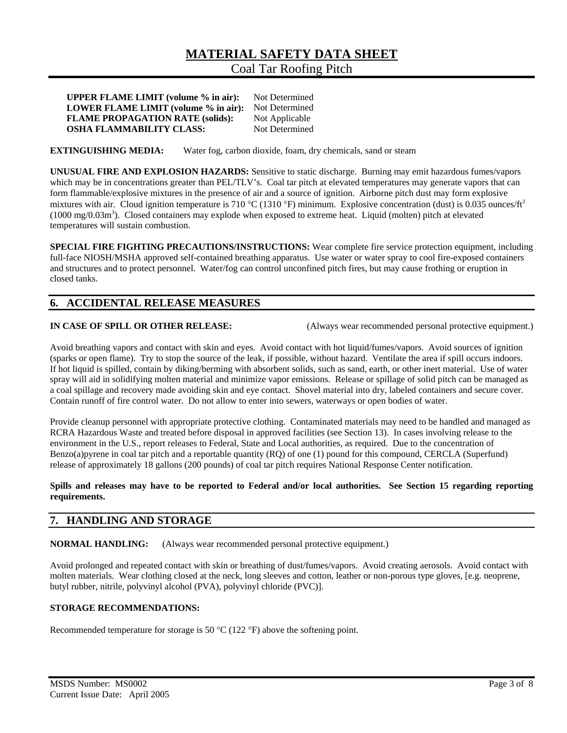**UPPER FLAME LIMIT (volume % in air):** Not Determined
**LOWER FLAME LIMIT (volume % in air):** Not Determined
**FLAME PROPAGATION RATE (solids):** Not Applicable
**OSHA FLAMMABILITY CLASS:** Not Determined

**EXTINGUISHING MEDIA:** Water fog, carbon dioxide, foam, dry chemicals, sand or steam

**UNUSUAL FIRE AND EXPLOSION HAZARDS:** Sensitive to static discharge. Burning may emit hazardous fumes/vapors which may be in concentrations greater than PEL/TLV's. Coal tar pitch at elevated temperatures may generate vapors that can form flammable/explosive mixtures in the presence of air and a source of ignition. Airborne pitch dust may form explosive mixtures with air. Cloud ignition temperature is 710 °C (1310 °F) minimum. Explosive concentration (dust) is 0.035 ounces/ft$^3$ (1000 mg/0.03m$^3$). Closed containers may explode when exposed to extreme heat. Liquid (molten) pitch at elevated temperatures will sustain combustion.

**SPECIAL FIRE FIGHTING PRECAUTIONS/INSTRUCTIONS:** Wear complete fire service protection equipment, including full-face NIOSH/MSHA approved self-contained breathing apparatus. Use water or water spray to cool fire-exposed containers and structures and to protect personnel. Water/fog can control unconfined pitch fires, but may cause frothing or eruption in closed tanks.

## 6. ACCIDENTAL RELEASE MEASURES

**IN CASE OF SPILL OR OTHER RELEASE:** (Always wear recommended personal protective equipment.)

Avoid breathing vapors and contact with skin and eyes. Avoid contact with hot liquid/fumes/vapors. Avoid sources of ignition (sparks or open flame). Try to stop the source of the leak, if possible, without hazard. Ventilate the area if spill occurs indoors. If hot liquid is spilled, contain by diking/berming with absorbent solids, such as sand, earth, or other inert material. Use of water spray will aid in solidifying molten material and minimize vapor emissions. Release or spillage of solid pitch can be managed as a coal spillage and recovery made avoiding skin and eye contact. Shovel material into dry, labeled containers and secure cover. Contain runoff of fire control water. Do not allow to enter into sewers, waterways or open bodies of water.

Provide cleanup personnel with appropriate protective clothing. Contaminated materials may need to be handled and managed as RCRA Hazardous Waste and treated before disposal in approved facilities (see Section 13). In cases involving release to the environment in the U.S., report releases to Federal, State and Local authorities, as required. Due to the concentration of Benzo(a)pyrene in coal tar pitch and a reportable quantity (RQ) of one (1) pound for this compound, CERCLA (Superfund) release of approximately 18 gallons (200 pounds) of coal tar pitch requires National Response Center notification.

**Spills and releases may have to be reported to Federal and/or local authorities. See Section 15 regarding reporting requirements.**

## 7. HANDLING AND STORAGE

**NORMAL HANDLING:** (Always wear recommended personal protective equipment.)

Avoid prolonged and repeated contact with skin or breathing of dust/fumes/vapors. Avoid creating aerosols. Avoid contact with molten materials. Wear clothing closed at the neck, long sleeves and cotton, leather or non-porous type gloves, [e.g. neoprene, butyl rubber, nitrile, polyvinyl alcohol (PVA), polyvinyl chloride (PVC)].

**STORAGE RECOMMENDATIONS:**

Recommended temperature for storage is 50 °C (122 °F) above the softening point.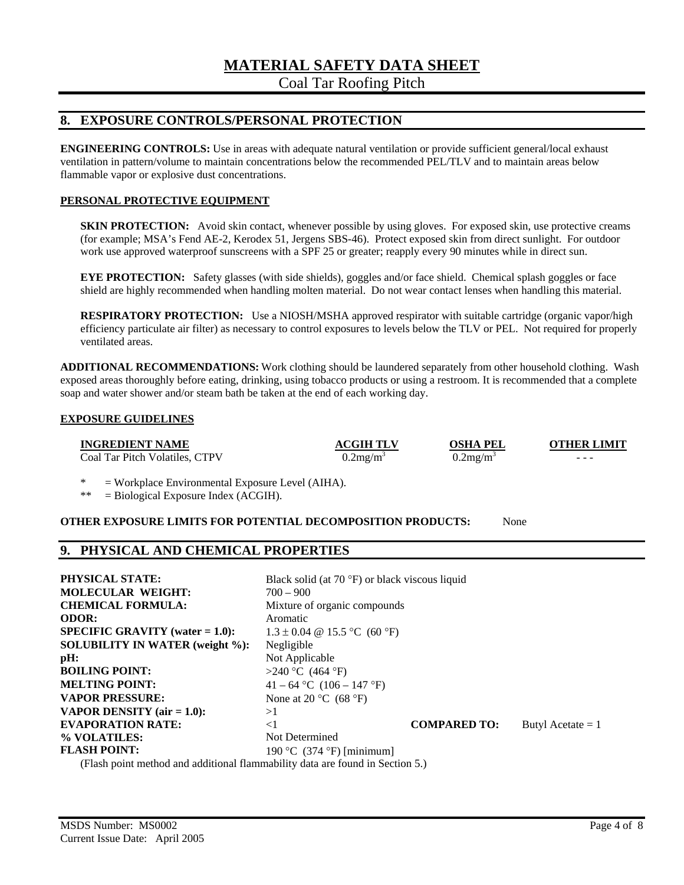# MATERIAL SAFETY DATA SHEET

Coal Tar Roofing Pitch

## 8. EXPOSURE CONTROLS/PERSONAL PROTECTION

**ENGINEERING CONTROLS:** Use in areas with adequate natural ventilation or provide sufficient general/local exhaust ventilation in pattern/volume to maintain concentrations below the recommended PEL/TLV and to maintain areas below flammable vapor or explosive dust concentrations.

### PERSONAL PROTECTIVE EQUIPMENT

**SKIN PROTECTION:** Avoid skin contact, whenever possible by using gloves. For exposed skin, use protective creams (for example; MSA's Fend AE-2, Kerodex 51, Jergens SBS-46). Protect exposed skin from direct sunlight. For outdoor work use approved waterproof sunscreens with a SPF 25 or greater; reapply every 90 minutes while in direct sun.

**EYE PROTECTION:** Safety glasses (with side shields), goggles and/or face shield. Chemical splash goggles or face shield are highly recommended when handling molten material. Do not wear contact lenses when handling this material.

**RESPIRATORY PROTECTION:** Use a NIOSH/MSHA approved respirator with suitable cartridge (organic vapor/high efficiency particulate air filter) as necessary to control exposures to levels below the TLV or PEL. Not required for properly ventilated areas.

**ADDITIONAL RECOMMENDATIONS:** Work clothing should be laundered separately from other household clothing. Wash exposed areas thoroughly before eating, drinking, using tobacco products or using a restroom. It is recommended that a complete soap and water shower and/or steam bath be taken at the end of each working day.

### EXPOSURE GUIDELINES

| INGREDIENT NAME | ACGIH TLV | OSHA PEL | OTHER LIMIT |
|---|---|---|---|
| Coal Tar Pitch Volatiles, CTPV | 0.2mg/m$^3$ | 0.2mg/m$^3$ | - - - |

* = Workplace Environmental Exposure Level (AIHA).
** = Biological Exposure Index (ACGIH).

**OTHER EXPOSURE LIMITS FOR POTENTIAL DECOMPOSITION PRODUCTS:** None

## 9. PHYSICAL AND CHEMICAL PROPERTIES

| | |
|---|---|
| **PHYSICAL STATE:** | Black solid (at 70 °F) or black viscous liquid |
| **MOLECULAR WEIGHT:** | 700 – 900 |
| **CHEMICAL FORMULA:** | Mixture of organic compounds |
| **ODOR:** | Aromatic |
| **SPECIFIC GRAVITY (water = 1.0):** | 1.3 ± 0.04 @ 15.5 °C (60 °F) |
| **SOLUBILITY IN WATER (weight %):** | Negligible |
| **pH:** | Not Applicable |
| **BOILING POINT:** | >240 °C (464 °F) |
| **MELTING POINT:** | 41 – 64 °C (106 – 147 °F) |
| **VAPOR PRESSURE:** | None at 20 °C (68 °F) |
| **VAPOR DENSITY (air = 1.0):** | >1 |
| **EVAPORATION RATE:** | <1 **COMPARED TO:** Butyl Acetate = 1 |
| **% VOLATILES:** | Not Determined |
| **FLASH POINT:** | 190 °C (374 °F) [minimum] |

(Flash point method and additional flammability data are found in Section 5.)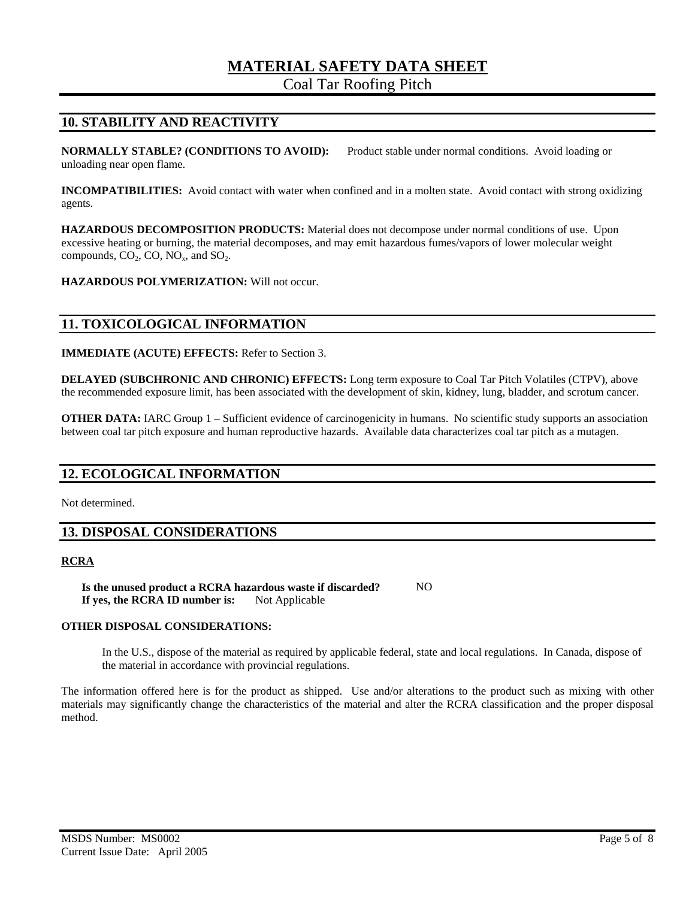# MATERIAL SAFETY DATA SHEET

Coal Tar Roofing Pitch

## 10. STABILITY AND REACTIVITY

**NORMALLY STABLE? (CONDITIONS TO AVOID):** Product stable under normal conditions. Avoid loading or unloading near open flame.

**INCOMPATIBILITIES:** Avoid contact with water when confined and in a molten state. Avoid contact with strong oxidizing agents.

**HAZARDOUS DECOMPOSITION PRODUCTS:** Material does not decompose under normal conditions of use. Upon excessive heating or burning, the material decomposes, and may emit hazardous fumes/vapors of lower molecular weight compounds, $CO_2$, CO, $NO_x$, and $SO_2$.

**HAZARDOUS POLYMERIZATION:** Will not occur.

## 11. TOXICOLOGICAL INFORMATION

**IMMEDIATE (ACUTE) EFFECTS:** Refer to Section 3.

**DELAYED (SUBCHRONIC AND CHRONIC) EFFECTS:** Long term exposure to Coal Tar Pitch Volatiles (CTPV), above the recommended exposure limit, has been associated with the development of skin, kidney, lung, bladder, and scrotum cancer.

**OTHER DATA:** IARC Group 1 – Sufficient evidence of carcinogenicity in humans. No scientific study supports an association between coal tar pitch exposure and human reproductive hazards. Available data characterizes coal tar pitch as a mutagen.

## 12. ECOLOGICAL INFORMATION

Not determined.

## 13. DISPOSAL CONSIDERATIONS

**RCRA**

**Is the unused product a RCRA hazardous waste if discarded?** NO
**If yes, the RCRA ID number is:** Not Applicable

**OTHER DISPOSAL CONSIDERATIONS:**

In the U.S., dispose of the material as required by applicable federal, state and local regulations. In Canada, dispose of the material in accordance with provincial regulations.

The information offered here is for the product as shipped. Use and/or alterations to the product such as mixing with other materials may significantly change the characteristics of the material and alter the RCRA classification and the proper disposal method.

MSDS Number: MS0002
Current Issue Date: April 2005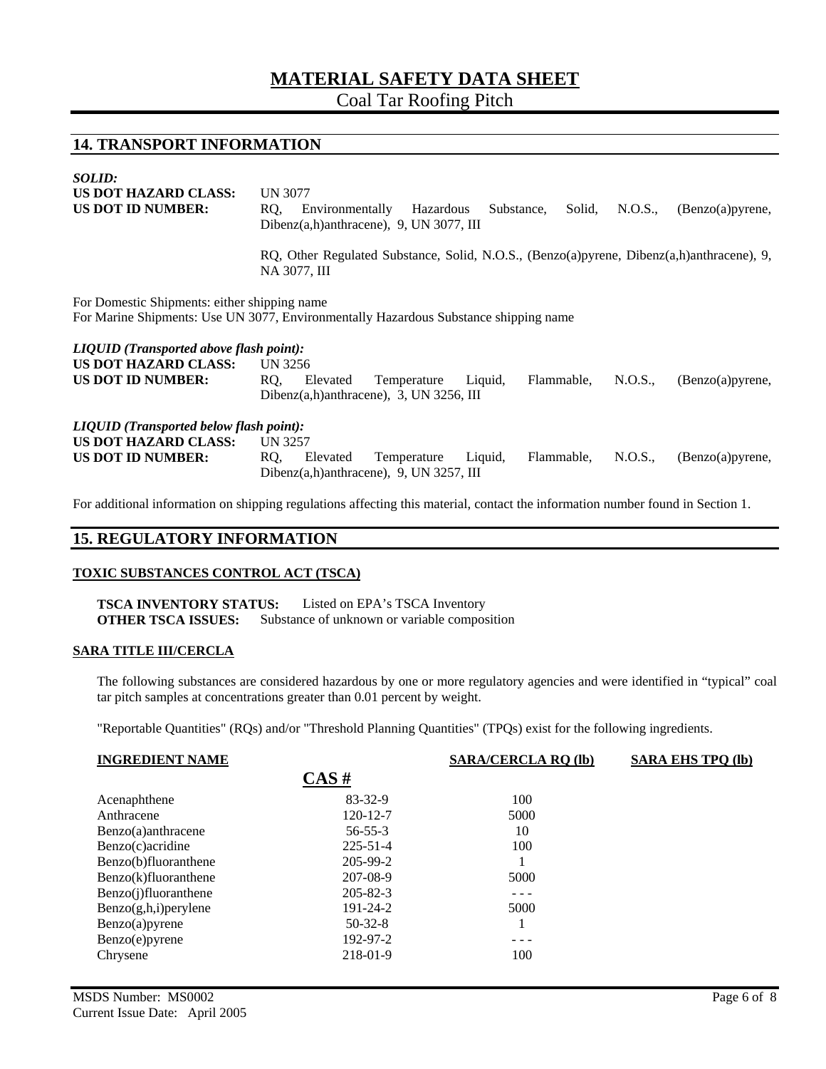## 14. TRANSPORT INFORMATION

***SOLID:***

**US DOT HAZARD CLASS:** UN 3077

**US DOT ID NUMBER:** RQ, Environmentally Hazardous Substance, Solid, N.O.S., (Benzo(a)pyrene, Dibenz(a,h)anthracene), 9, UN 3077, III

RQ, Other Regulated Substance, Solid, N.O.S., (Benzo(a)pyrene, Dibenz(a,h)anthracene), 9, NA 3077, III

For Domestic Shipments: either shipping name
For Marine Shipments: Use UN 3077, Environmentally Hazardous Substance shipping name

***LIQUID (Transported above flash point):***

**US DOT HAZARD CLASS:** UN 3256

**US DOT ID NUMBER:** RQ, Elevated Temperature Liquid, Flammable, N.O.S., (Benzo(a)pyrene, Dibenz(a,h)anthracene), 3, UN 3256, III

***LIQUID (Transported below flash point):***

**US DOT HAZARD CLASS:** UN 3257

**US DOT ID NUMBER:** RQ, Elevated Temperature Liquid, Flammable, N.O.S., (Benzo(a)pyrene, Dibenz(a,h)anthracene), 9, UN 3257, III

For additional information on shipping regulations affecting this material, contact the information number found in Section 1.

## 15. REGULATORY INFORMATION

### TOXIC SUBSTANCES CONTROL ACT (TSCA)

**TSCA INVENTORY STATUS:** Listed on EPA's TSCA Inventory
**OTHER TSCA ISSUES:** Substance of unknown or variable composition

### SARA TITLE III/CERCLA

The following substances are considered hazardous by one or more regulatory agencies and were identified in "typical" coal tar pitch samples at concentrations greater than 0.01 percent by weight.

"Reportable Quantities" (RQs) and/or "Threshold Planning Quantities" (TPQs) exist for the following ingredients.

| INGREDIENT NAME | CAS # | SARA/CERCLA RQ (lb) | SARA EHS TPQ (lb) |
|---|---|---|---|
| Acenaphthene | 83-32-9 | 100 | |
| Anthracene | 120-12-7 | 5000 | |
| Benzo(a)anthracene | 56-55-3 | 10 | |
| Benzo(c)acridine | 225-51-4 | 100 | |
| Benzo(b)fluoranthene | 205-99-2 | 1 | |
| Benzo(k)fluoranthene | 207-08-9 | 5000 | |
| Benzo(j)fluoranthene | 205-82-3 | - - - | |
| Benzo(g,h,i)perylene | 191-24-2 | 5000 | |
| Benzo(a)pyrene | 50-32-8 | 1 | |
| Benzo(e)pyrene | 192-97-2 | - - - | |
| Chrysene | 218-01-9 | 100 | |

MSDS Number: MS0002
Current Issue Date: April 2005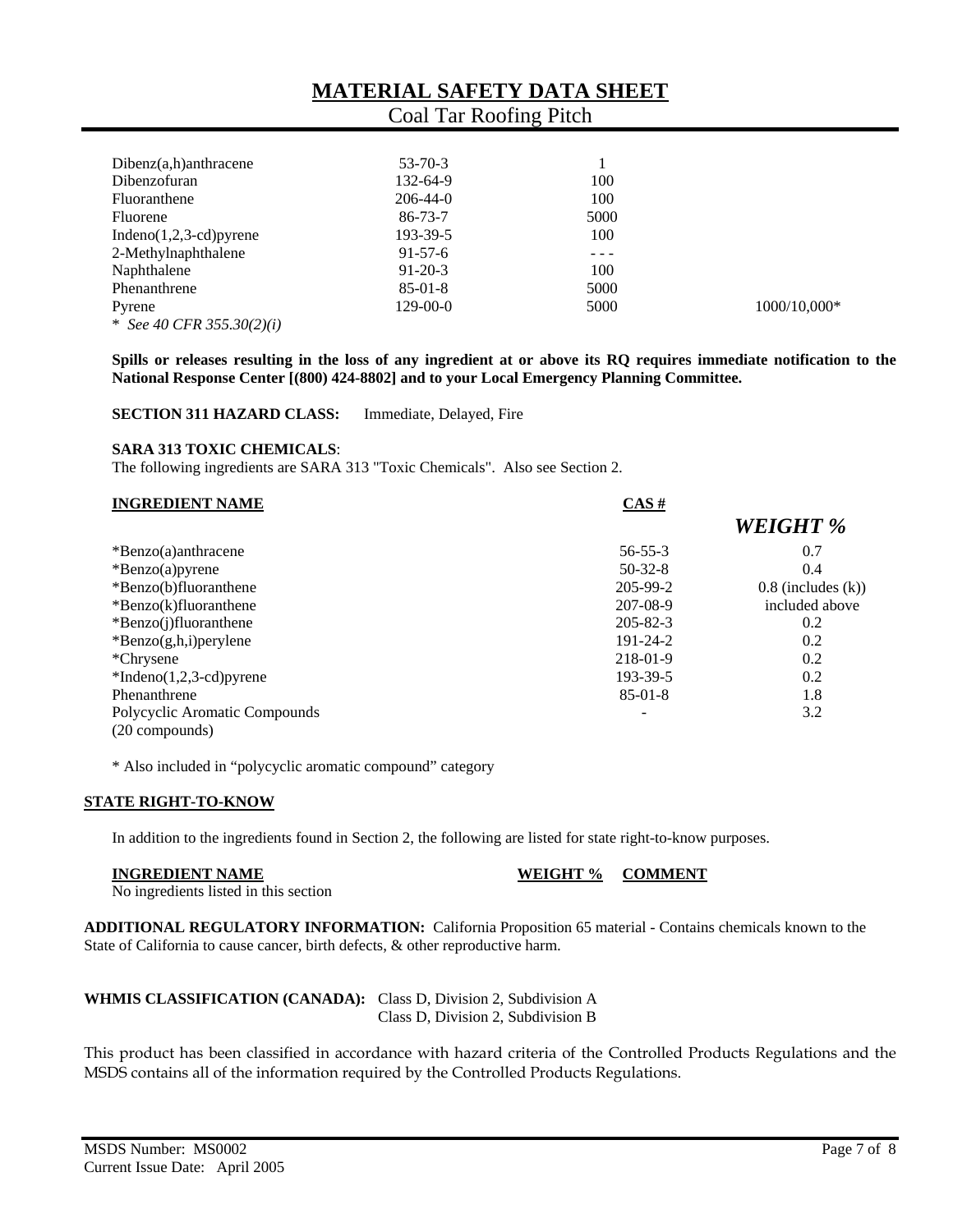| | | | |
|---|---|---|---|
| Dibenz(a,h)anthracene | 53-70-3 | 1 | |
| Dibenzofuran | 132-64-9 | 100 | |
| Fluoranthene | 206-44-0 | 100 | |
| Fluorene | 86-73-7 | 5000 | |
| Indeno(1,2,3-cd)pyrene | 193-39-5 | 100 | |
| 2-Methylnaphthalene | 91-57-6 | - - - | |
| Naphthalene | 91-20-3 | 100 | |
| Phenanthrene | 85-01-8 | 5000 | |
| Pyrene | 129-00-0 | 5000 | 1000/10,000* |

\* *See 40 CFR 355.30(2)(i)*

**Spills or releases resulting in the loss of any ingredient at or above its RQ requires immediate notification to the National Response Center [(800) 424-8802] and to your Local Emergency Planning Committee.**

**SECTION 311 HAZARD CLASS:** Immediate, Delayed, Fire

**SARA 313 TOXIC CHEMICALS**:
The following ingredients are SARA 313 "Toxic Chemicals". Also see Section 2.

| INGREDIENT NAME | CAS # | *WEIGHT %* |
|---|---|---|
| *Benzo(a)anthracene | 56-55-3 | 0.7 |
| *Benzo(a)pyrene | 50-32-8 | 0.4 |
| *Benzo(b)fluoranthene | 205-99-2 | 0.8 (includes (k)) |
| *Benzo(k)fluoranthene | 207-08-9 | included above |
| *Benzo(j)fluoranthene | 205-82-3 | 0.2 |
| *Benzo(g,h,i)perylene | 191-24-2 | 0.2 |
| *Chrysene | 218-01-9 | 0.2 |
| *Indeno(1,2,3-cd)pyrene | 193-39-5 | 0.2 |
| Phenanthrene | 85-01-8 | 1.8 |
| Polycyclic Aromatic Compounds (20 compounds) | - | 3.2 |

\* Also included in “polycyclic aromatic compound” category

## STATE RIGHT-TO-KNOW

In addition to the ingredients found in Section 2, the following are listed for state right-to-know purposes.

| INGREDIENT NAME | WEIGHT % | COMMENT |
|---|---|---|
| No ingredients listed in this section | | |

**ADDITIONAL REGULATORY INFORMATION:** California Proposition 65 material - Contains chemicals known to the State of California to cause cancer, birth defects, & other reproductive harm.

**WHMIS CLASSIFICATION (CANADA):** Class D, Division 2, Subdivision A
Class D, Division 2, Subdivision B

This product has been classified in accordance with hazard criteria of the Controlled Products Regulations and the MSDS contains all of the information required by the Controlled Products Regulations.

MSDS Number: MS0002
Current Issue Date: April 2005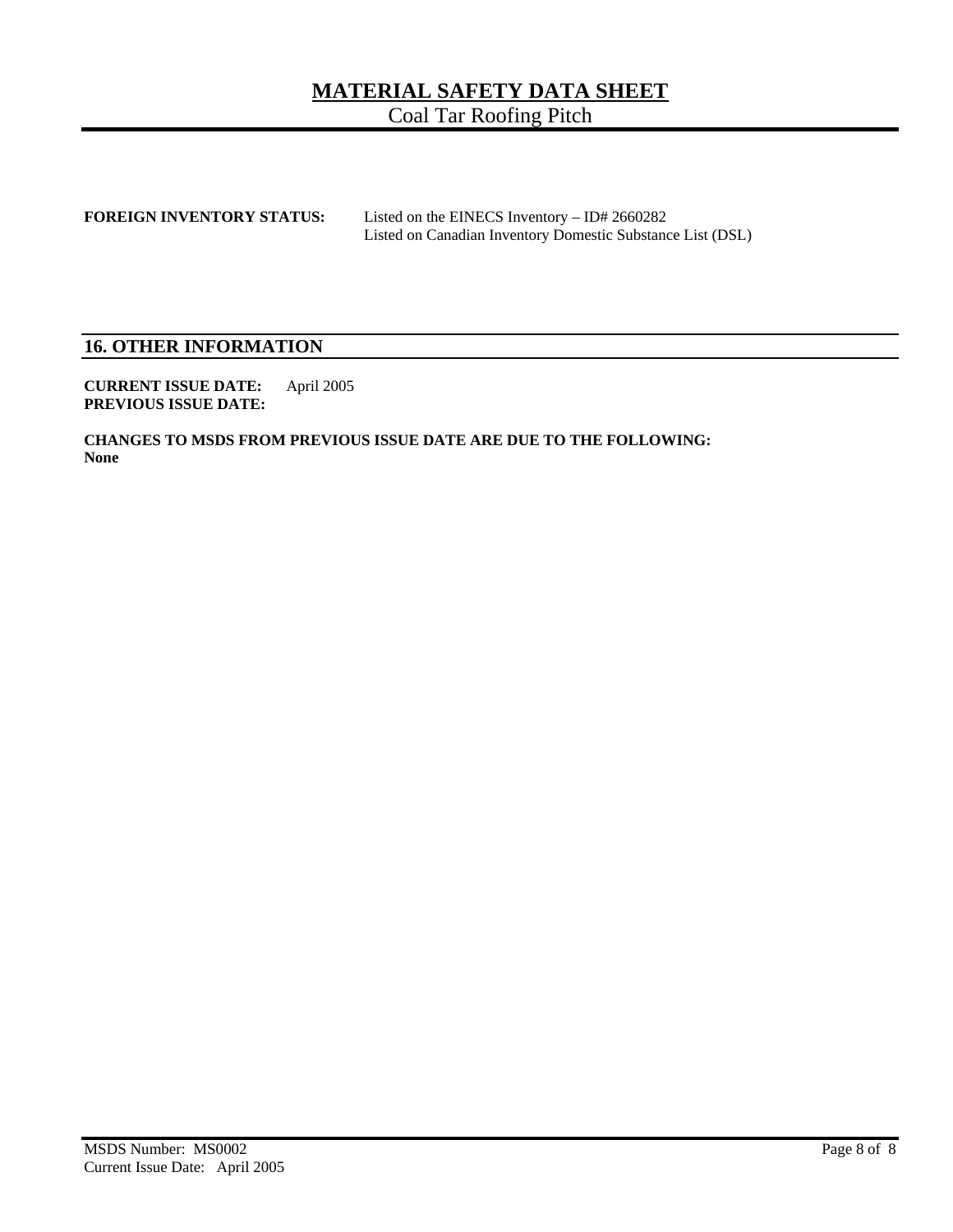**FOREIGN INVENTORY STATUS:** Listed on the EINECS Inventory – ID# 2660282
Listed on Canadian Inventory Domestic Substance List (DSL)

## 16. OTHER INFORMATION

**CURRENT ISSUE DATE:** April 2005
**PREVIOUS ISSUE DATE:**

**CHANGES TO MSDS FROM PREVIOUS ISSUE DATE ARE DUE TO THE FOLLOWING:**
**None**